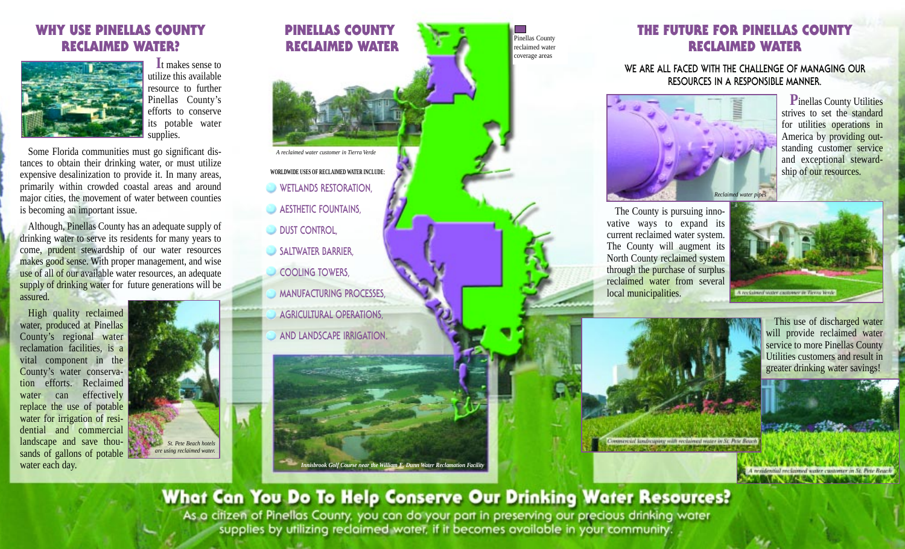## WHY USE PINELLAS COUNTY RECLAIMED WATER?

It makes sense to utilize this available resource to further Pinellas County's efforts to conserve its potable water supplies.

Some Florida communities must go significant distances to obtain their drinking water, or must utilize expensive desalinization to provide it. In many areas, primarily within crowded coastal areas and around major cities, the movement of water between counties is becoming an important issue.

Although, Pinellas County has an adequate supply of drinking water to serve its residents for many years to come, prudent stewardship of our water resources makes good sense. With proper management, and wise use of all of our available water resources, an adequate supply of drinking water for future generations will be assured.

High quality reclaimed water, produced at Pinellas County's regional water reclamation facilities, is a vital component in the County's water conservation efforts. Reclaimed water can effectively replace the use of potable water for irrigation of residential and commercial landscape and save thousands of gallons of potable water each day.

*St. Pete Beach hotels are using reclaimed water.*

## PINELLAS COUNTY RECLAIMED WATER

Pinellas County reclaimed water coverage areas

*A reclaimed water customer in Tierra Verde*

WORLDWIDE USES OF RECLAIMED WATER INCLUDE:

- WETLANDS RESTORATION,
- AESTHETIC FOUNTAINS,
- DUST CONTROL,
- SALTWATER BARRIER,
- COOLING TOWERS,
- MANUFACTURING PROCESSES,
- AGRICULTURAL OPERATIONS,
- AND LANDSCAPE IRRIGATION.

*Innisbrook Golf Course near the William E. Dunn Water Reclamation Facility*

## THE FUTURE FOR PINELLAS COUNTY RECLAIMED WATER

WE ARE ALL FACED WITH THE CHALLENGE OF MANAGING OUR RESOURCES IN A RESPONSIBLE MANNER.

*Reclaimed water pipes*

Pinellas County Utilities strives to set the standard for utilities operations in America by providing outstanding customer service and exceptional stewardship of our resources.

The County is pursuing innovative ways to expand its current reclaimed water system. The County will augment its North County reclaimed system through the purchase of surplus reclaimed water from several local municipalities.

*A reclaimed water customer in Tierra Verde*

This use of discharged water will provide reclaimed water service to more Pinellas County Utilities customers and result in greater drinking water savings!

*Commercial landscaping with reclaimed water in St. Pete Beach*

*A residential reclaimed water customer in St. Pete Beach*

## What Can You Do To Help Conserve Our Drinking Water Resources?

As a citizen of Pinellas County, you can do your part in preserving our precious drinking water supplies by utilizing reclaimed water, if it becomes available in your community.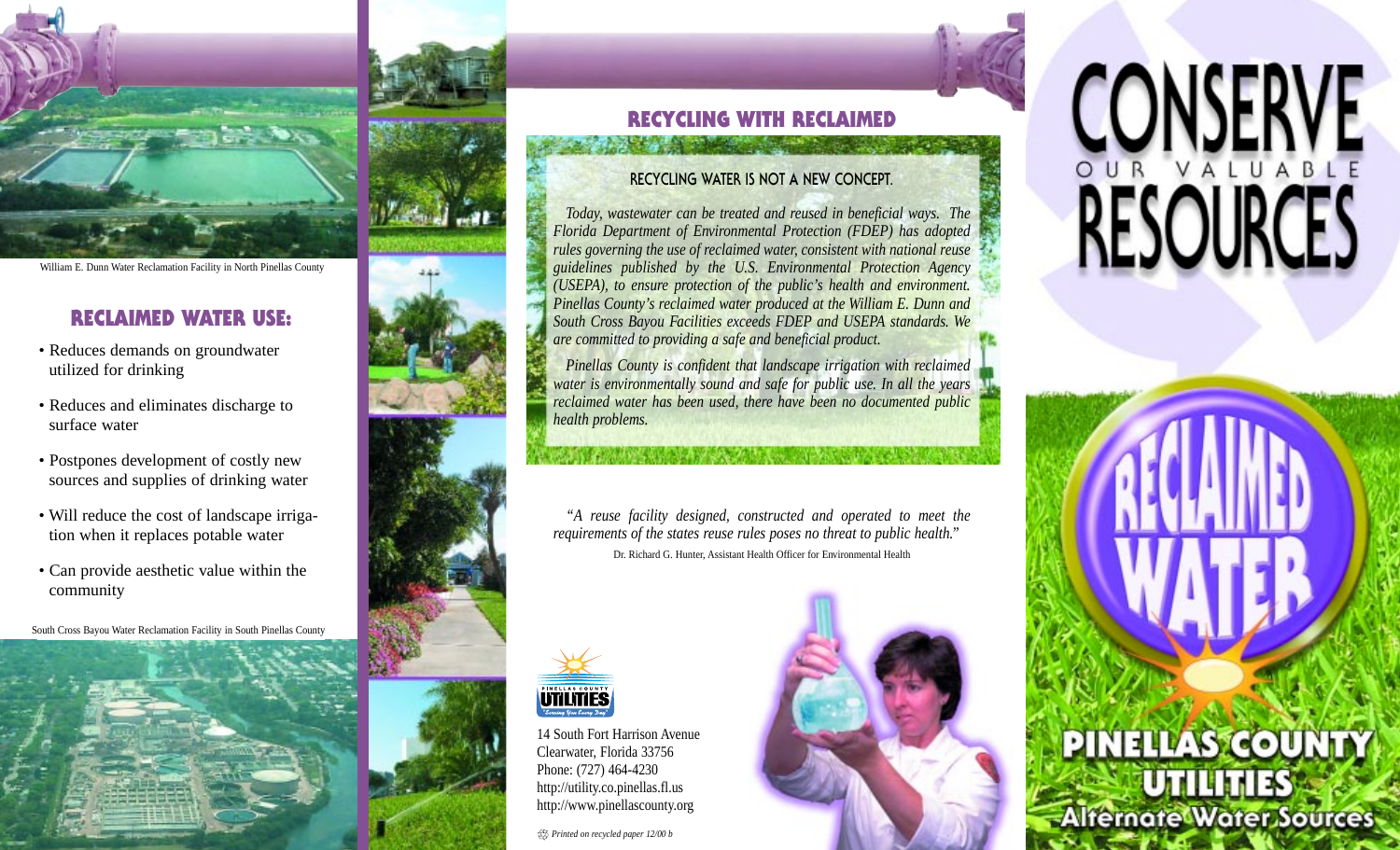William E. Dunn Water Reclamation Facility in North Pinellas County

## RECLAIMED WATER USE:

- Reduces demands on groundwater utilized for drinking
- Reduces and eliminates discharge to surface water
- Postpones development of costly new sources and supplies of drinking water
- Will reduce the cost of landscape irrigation when it replaces potable water
- Can provide aesthetic value within the community

South Cross Bayou Water Reclamation Facility in South Pinellas County

## RECYCLING WITH RECLAIMED

### RECYCLING WATER IS NOT A NEW CONCEPT.

*Today, wastewater can be treated and reused in beneficial ways. The Florida Department of Environmental Protection (FDEP) has adopted rules governing the use of reclaimed water, consistent with national reuse guidelines published by the U.S. Environmental Protection Agency (USEPA), to ensure protection of the public's health and environment. Pinellas County's reclaimed water produced at the William E. Dunn and South Cross Bayou Facilities exceeds FDEP and USEPA standards. We are committed to providing a safe and beneficial product.*

*Pinellas County is confident that landscape irrigation with reclaimed water is environmentally sound and safe for public use. In all the years reclaimed water has been used, there have been no documented public health problems.*

*"A reuse facility designed, constructed and operated to meet the requirements of the states reuse rules poses no threat to public health."*

Dr. Richard G. Hunter, Assistant Health Officer for Environmental Health

PINELLAS COUNTY UTILITIES
"Serving You Every Day"

14 South Fort Harrison Avenue
Clearwater, Florida 33756
Phone: (727) 464-4230
http://utility.co.pinellas.fl.us
http://www.pinellascounty.org

*Printed on recycled paper 12/00 b*

# CONSERVE OUR VALUABLE RESOURCES

# RECLAIMED WATER

## PINELLAS COUNTY UTILITIES

### Alternate Water Sources